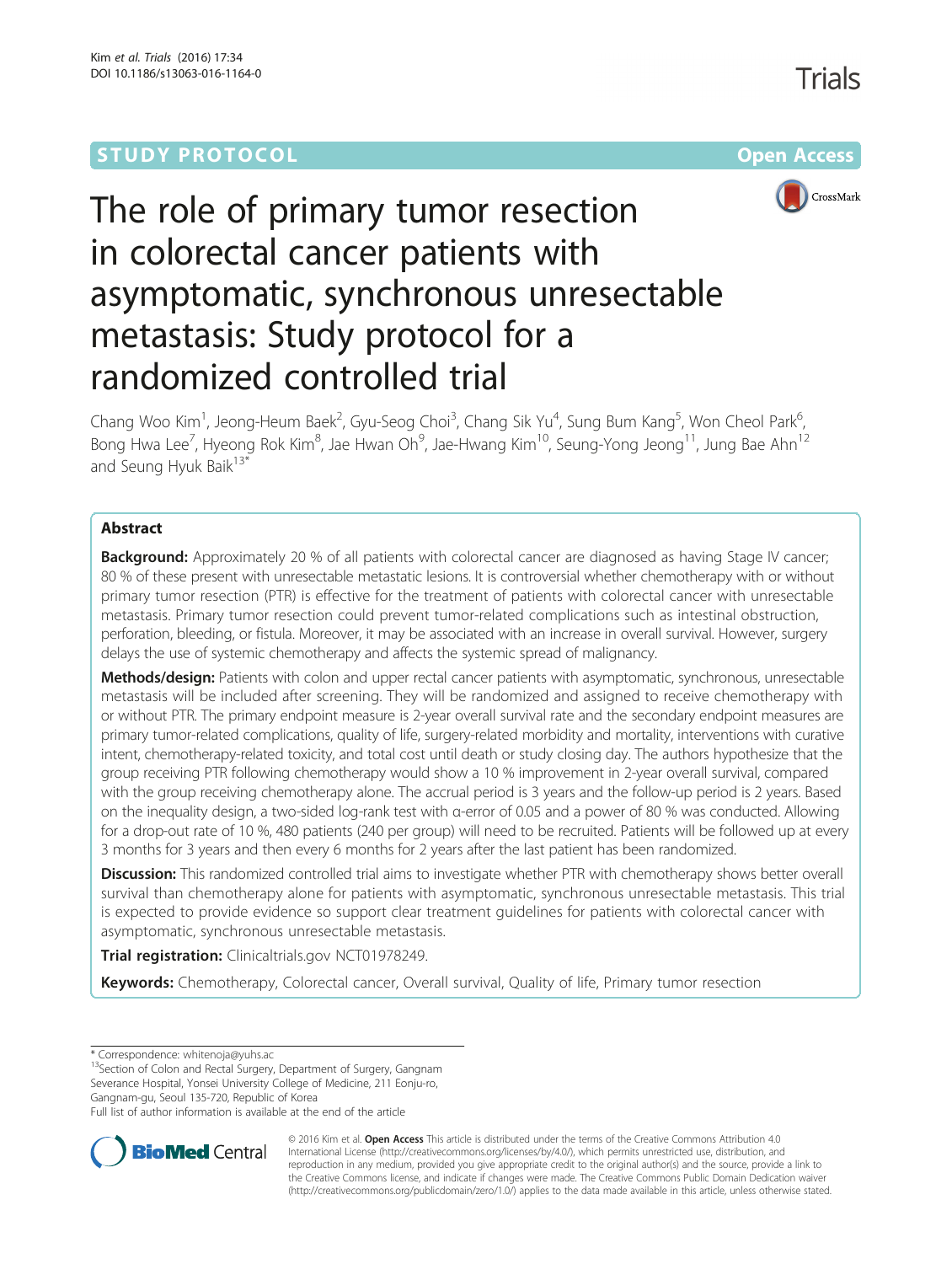STUDY PROTOCOL Open Access

# The role of primary tumor resection in colorectal cancer patients with asymptomatic, synchronous unresectable metastasis: Study protocol for a randomized controlled trial

Chang Woo Kim[1], Jeong-Heum Baek[2], Gyu-Seog Choi[3], Chang Sik Yu[4], Sung Bum Kang[5], Won Cheol Park[6], Bong Hwa Lee[7], Hyeong Rok Kim[8], Jae Hwan Oh[9], Jae-Hwang Kim[10], Seung-Yong Jeong[11], Jung Bae Ahn[12] and Seung Hyuk Baik[13*]

## Abstract

**Background:** Approximately 20 % of all patients with colorectal cancer are diagnosed as having Stage IV cancer; 80 % of these present with unresectable metastatic lesions. It is controversial whether chemotherapy with or without primary tumor resection (PTR) is effective for the treatment of patients with colorectal cancer with unresectable metastasis. Primary tumor resection could prevent tumor-related complications such as intestinal obstruction, perforation, bleeding, or fistula. Moreover, it may be associated with an increase in overall survival. However, surgery delays the use of systemic chemotherapy and affects the systemic spread of malignancy.

**Methods/design:** Patients with colon and upper rectal cancer patients with asymptomatic, synchronous, unresectable metastasis will be included after screening. They will be randomized and assigned to receive chemotherapy with or without PTR. The primary endpoint measure is 2-year overall survival rate and the secondary endpoint measures are primary tumor-related complications, quality of life, surgery-related morbidity and mortality, interventions with curative intent, chemotherapy-related toxicity, and total cost until death or study closing day. The authors hypothesize that the group receiving PTR following chemotherapy would show a 10 % improvement in 2-year overall survival, compared with the group receiving chemotherapy alone. The accrual period is 3 years and the follow-up period is 2 years. Based on the inequality design, a two-sided log-rank test with α-error of 0.05 and a power of 80 % was conducted. Allowing for a drop-out rate of 10 %, 480 patients (240 per group) will need to be recruited. Patients will be followed up at every 3 months for 3 years and then every 6 months for 2 years after the last patient has been randomized.

**Discussion:** This randomized controlled trial aims to investigate whether PTR with chemotherapy shows better overall survival than chemotherapy alone for patients with asymptomatic, synchronous unresectable metastasis. This trial is expected to provide evidence so support clear treatment guidelines for patients with colorectal cancer with asymptomatic, synchronous unresectable metastasis.

**Trial registration:** Clinicaltrials.gov NCT01978249.

**Keywords:** Chemotherapy, Colorectal cancer, Overall survival, Quality of life, Primary tumor resection

---

\* Correspondence: whitenoja@yuhs.ac
[13]Section of Colon and Rectal Surgery, Department of Surgery, Gangnam Severance Hospital, Yonsei University College of Medicine, 211 Eonju-ro, Gangnam-gu, Seoul 135-720, Republic of Korea
Full list of author information is available at the end of the article

© 2016 Kim et al. **Open Access** This article is distributed under the terms of the Creative Commons Attribution 4.0 International License (http://creativecommons.org/licenses/by/4.0/), which permits unrestricted use, distribution, and reproduction in any medium, provided you give appropriate credit to the original author(s) and the source, provide a link to the Creative Commons license, and indicate if changes were made. The Creative Commons Public Domain Dedication waiver (http://creativecommons.org/publicdomain/zero/1.0/) applies to the data made available in this article, unless otherwise stated.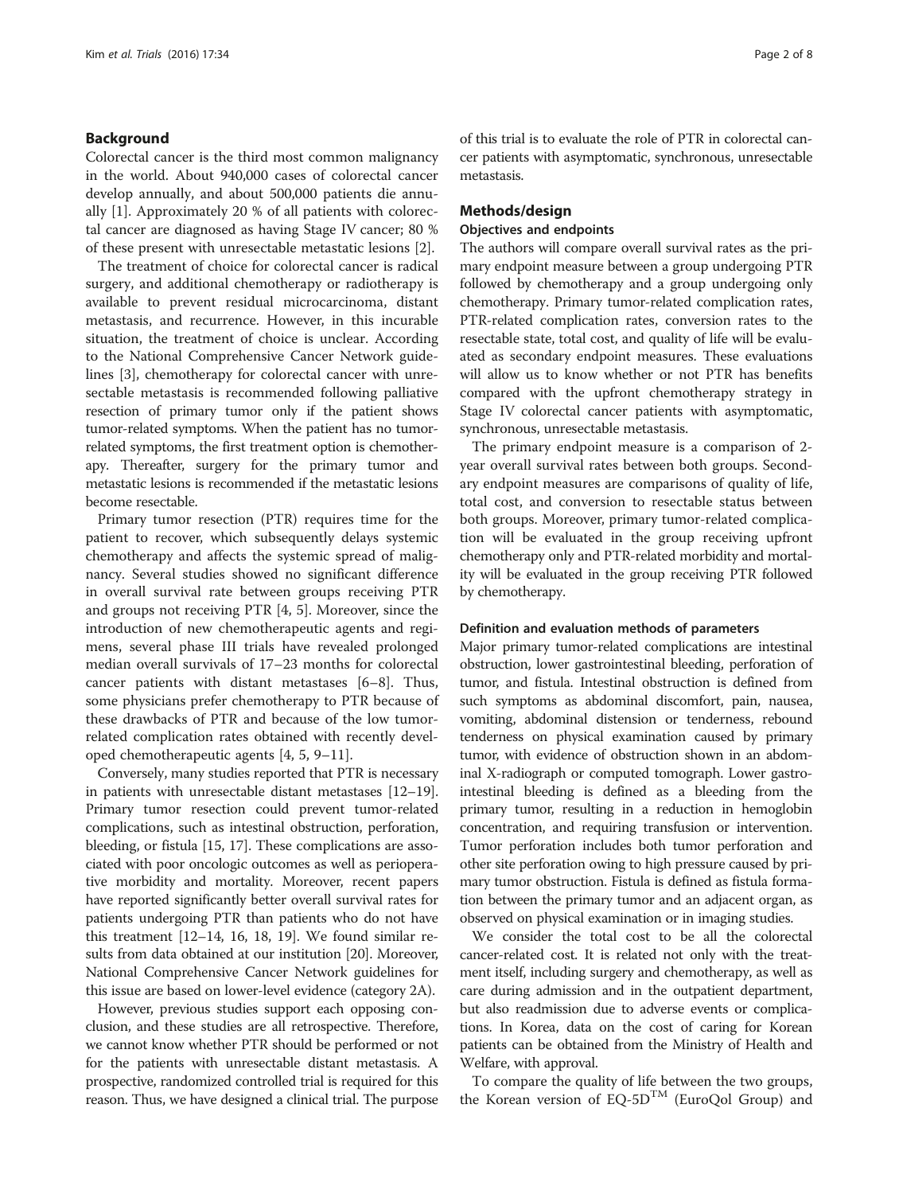## Background

Colorectal cancer is the third most common malignancy in the world. About 940,000 cases of colorectal cancer develop annually, and about 500,000 patients die annually [1]. Approximately 20 % of all patients with colorectal cancer are diagnosed as having Stage IV cancer; 80 % of these present with unresectable metastatic lesions [2].

The treatment of choice for colorectal cancer is radical surgery, and additional chemotherapy or radiotherapy is available to prevent residual microcarcinoma, distant metastasis, and recurrence. However, in this incurable situation, the treatment of choice is unclear. According to the National Comprehensive Cancer Network guidelines [3], chemotherapy for colorectal cancer with unresectable metastasis is recommended following palliative resection of primary tumor only if the patient shows tumor-related symptoms. When the patient has no tumor-related symptoms, the first treatment option is chemotherapy. Thereafter, surgery for the primary tumor and metastatic lesions is recommended if the metastatic lesions become resectable.

Primary tumor resection (PTR) requires time for the patient to recover, which subsequently delays systemic chemotherapy and affects the systemic spread of malignancy. Several studies showed no significant difference in overall survival rate between groups receiving PTR and groups not receiving PTR [4, 5]. Moreover, since the introduction of new chemotherapeutic agents and regimens, several phase III trials have revealed prolonged median overall survivals of 17–23 months for colorectal cancer patients with distant metastases [6–8]. Thus, some physicians prefer chemotherapy to PTR because of these drawbacks of PTR and because of the low tumor-related complication rates obtained with recently developed chemotherapeutic agents [4, 5, 9–11].

Conversely, many studies reported that PTR is necessary in patients with unresectable distant metastases [12–19]. Primary tumor resection could prevent tumor-related complications, such as intestinal obstruction, perforation, bleeding, or fistula [15, 17]. These complications are associated with poor oncologic outcomes as well as perioperative morbidity and mortality. Moreover, recent papers have reported significantly better overall survival rates for patients undergoing PTR than patients who do not have this treatment [12–14, 16, 18, 19]. We found similar results from data obtained at our institution [20]. Moreover, National Comprehensive Cancer Network guidelines for this issue are based on lower-level evidence (category 2A).

However, previous studies support each opposing conclusion, and these studies are all retrospective. Therefore, we cannot know whether PTR should be performed or not for the patients with unresectable distant metastasis. A prospective, randomized controlled trial is required for this reason. Thus, we have designed a clinical trial. The purpose of this trial is to evaluate the role of PTR in colorectal cancer patients with asymptomatic, synchronous, unresectable metastasis.

## Methods/design

### Objectives and endpoints

The authors will compare overall survival rates as the primary endpoint measure between a group undergoing PTR followed by chemotherapy and a group undergoing only chemotherapy. Primary tumor-related complication rates, PTR-related complication rates, conversion rates to the resectable state, total cost, and quality of life will be evaluated as secondary endpoint measures. These evaluations will allow us to know whether or not PTR has benefits compared with the upfront chemotherapy strategy in Stage IV colorectal cancer patients with asymptomatic, synchronous, unresectable metastasis.

The primary endpoint measure is a comparison of 2-year overall survival rates between both groups. Secondary endpoint measures are comparisons of quality of life, total cost, and conversion to resectable status between both groups. Moreover, primary tumor-related complication will be evaluated in the group receiving upfront chemotherapy only and PTR-related morbidity and mortality will be evaluated in the group receiving PTR followed by chemotherapy.

### Definition and evaluation methods of parameters

Major primary tumor-related complications are intestinal obstruction, lower gastrointestinal bleeding, perforation of tumor, and fistula. Intestinal obstruction is defined from such symptoms as abdominal discomfort, pain, nausea, vomiting, abdominal distension or tenderness, rebound tenderness on physical examination caused by primary tumor, with evidence of obstruction shown in an abdominal X-radiograph or computed tomograph. Lower gastrointestinal bleeding is defined as a bleeding from the primary tumor, resulting in a reduction in hemoglobin concentration, and requiring transfusion or intervention. Tumor perforation includes both tumor perforation and other site perforation owing to high pressure caused by primary tumor obstruction. Fistula is defined as fistula formation between the primary tumor and an adjacent organ, as observed on physical examination or in imaging studies.

We consider the total cost to be all the colorectal cancer-related cost. It is related not only with the treatment itself, including surgery and chemotherapy, as well as care during admission and in the outpatient department, but also readmission due to adverse events or complications. In Korea, data on the cost of caring for Korean patients can be obtained from the Ministry of Health and Welfare, with approval.

To compare the quality of life between the two groups, the Korean version of EQ-5D™ (EuroQol Group) and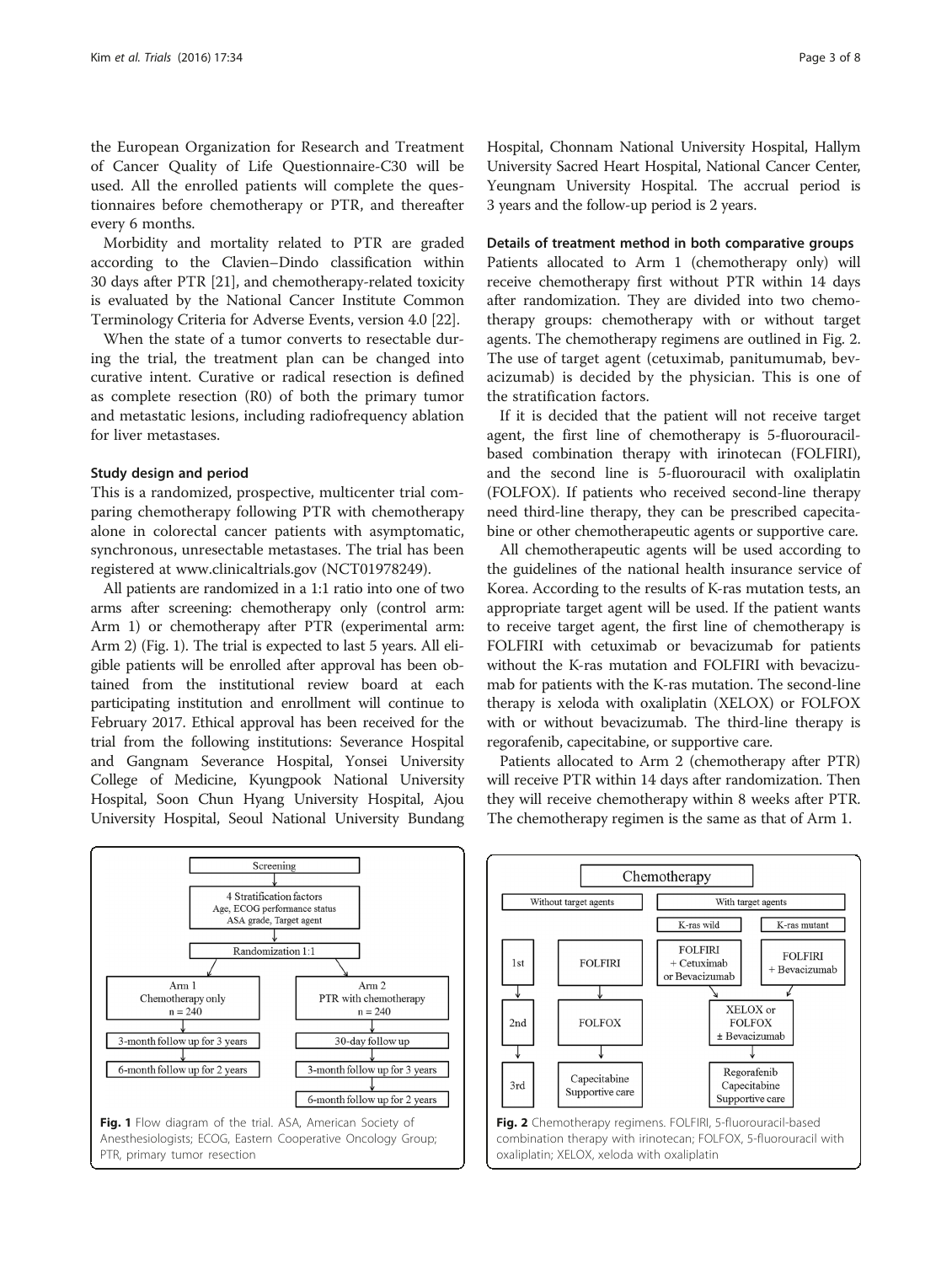the European Organization for Research and Treatment of Cancer Quality of Life Questionnaire-C30 will be used. All the enrolled patients will complete the questionnaires before chemotherapy or PTR, and thereafter every 6 months.

Morbidity and mortality related to PTR are graded according to the Clavien–Dindo classification within 30 days after PTR [21], and chemotherapy-related toxicity is evaluated by the National Cancer Institute Common Terminology Criteria for Adverse Events, version 4.0 [22].

When the state of a tumor converts to resectable during the trial, the treatment plan can be changed into curative intent. Curative or radical resection is defined as complete resection (R0) of both the primary tumor and metastatic lesions, including radiofrequency ablation for liver metastases.

### Study design and period

This is a randomized, prospective, multicenter trial comparing chemotherapy following PTR with chemotherapy alone in colorectal cancer patients with asymptomatic, synchronous, unresectable metastases. The trial has been registered at www.clinicaltrials.gov (NCT01978249).

All patients are randomized in a 1:1 ratio into one of two arms after screening: chemotherapy only (control arm: Arm 1) or chemotherapy after PTR (experimental arm: Arm 2) (Fig. 1). The trial is expected to last 5 years. All eligible patients will be enrolled after approval has been obtained from the institutional review board at each participating institution and enrollment will continue to February 2017. Ethical approval has been received for the trial from the following institutions: Severance Hospital and Gangnam Severance Hospital, Yonsei University College of Medicine, Kyungpook National University Hospital, Soon Chun Hyang University Hospital, Ajou University Hospital, Seoul National University Bundang Hospital, Chonnam National University Hospital, Hallym University Sacred Heart Hospital, National Cancer Center, Yeungnam University Hospital. The accrual period is 3 years and the follow-up period is 2 years.

### Details of treatment method in both comparative groups

Patients allocated to Arm 1 (chemotherapy only) will receive chemotherapy first without PTR within 14 days after randomization. They are divided into two chemotherapy groups: chemotherapy with or without target agents. The chemotherapy regimens are outlined in Fig. 2. The use of target agent (cetuximab, panitumumab, bevacizumab) is decided by the physician. This is one of the stratification factors.

If it is decided that the patient will not receive target agent, the first line of chemotherapy is 5-fluorouracil-based combination therapy with irinotecan (FOLFIRI), and the second line is 5-fluorouracil with oxaliplatin (FOLFOX). If patients who received second-line therapy need third-line therapy, they can be prescribed capecitabine or other chemotherapeutic agents or supportive care.

All chemotherapeutic agents will be used according to the guidelines of the national health insurance service of Korea. According to the results of K-ras mutation tests, an appropriate target agent will be used. If the patient wants to receive target agent, the first line of chemotherapy is FOLFIRI with cetuximab or bevacizumab for patients without the K-ras mutation and FOLFIRI with bevacizumab for patients with the K-ras mutation. The second-line therapy is xeloda with oxaliplatin (XELOX) or FOLFOX with or without bevacizumab. The third-line therapy is regorafenib, capecitabine, or supportive care.

Patients allocated to Arm 2 (chemotherapy after PTR) will receive PTR within 14 days after randomization. Then they will receive chemotherapy within 8 weeks after PTR. The chemotherapy regimen is the same as that of Arm 1.

```
Screening
  ↓
4 Stratification factors
Age, ECOG performance status
ASA grade, Target agent
  ↓
Randomization 1:1
  ↓                                   ↓
Arm 1                                 Arm 2
Chemotherapy only                     PTR with chemotherapy
n = 240                               n = 240
  ↓                                   ↓
3-month follow up for 3 years         30-day follow up
  ↓                                   ↓
6-month follow up for 2 years         3-month follow up for 3 years
                                      ↓
                                      6-month follow up for 2 years
```

**Fig. 1** Flow diagram of the trial. ASA, American Society of Anesthesiologists; ECOG, Eastern Cooperative Oncology Group; PTR, primary tumor resection

| Chemotherapy | Without target agents | With target agents: K-ras wild | With target agents: K-ras mutant |
| --- | --- | --- | --- |
| 1st | FOLFIRI | FOLFIRI + Cetuximab or Bevacizumab | FOLFIRI + Bevacizumab |
| 2nd | FOLFOX | XELOX or FOLFOX ± Bevacizumab | |
| 3rd | Capecitabine Supportive care | Regorafenib Capecitabine Supportive care | |

**Fig. 2** Chemotherapy regimens. FOLFIRI, 5-fluorouracil-based combination therapy with irinotecan; FOLFOX, 5-fluorouracil with oxaliplatin; XELOX, xeloda with oxaliplatin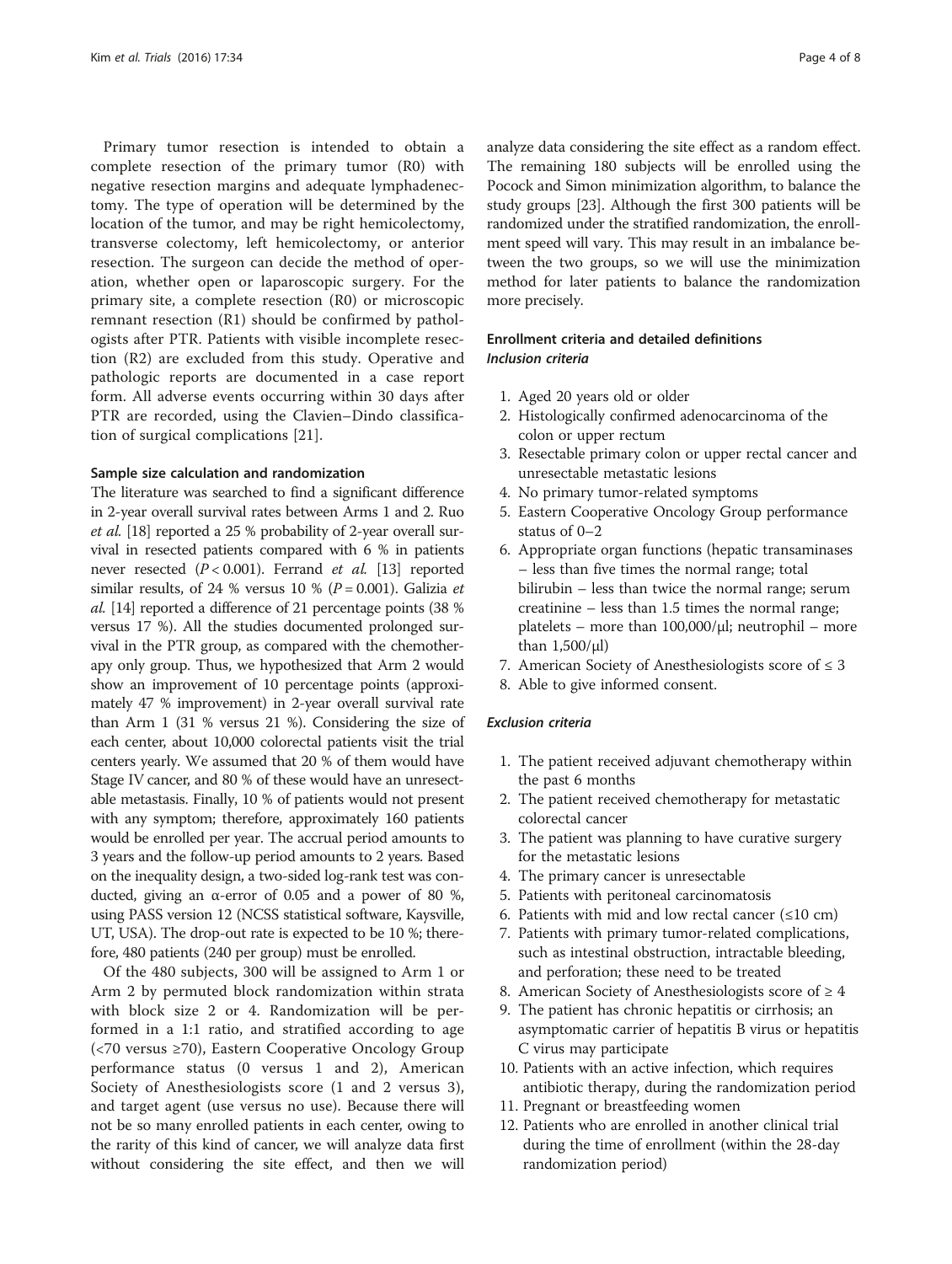Primary tumor resection is intended to obtain a complete resection of the primary tumor (R0) with negative resection margins and adequate lymphadenectomy. The type of operation will be determined by the location of the tumor, and may be right hemicolectomy, transverse colectomy, left hemicolectomy, or anterior resection. The surgeon can decide the method of operation, whether open or laparoscopic surgery. For the primary site, a complete resection (R0) or microscopic remnant resection (R1) should be confirmed by pathologists after PTR. Patients with visible incomplete resection (R2) are excluded from this study. Operative and pathologic reports are documented in a case report form. All adverse events occurring within 30 days after PTR are recorded, using the Clavien–Dindo classification of surgical complications [21].

### Sample size calculation and randomization

The literature was searched to find a significant difference in 2-year overall survival rates between Arms 1 and 2. Ruo *et al.* [18] reported a 25 % probability of 2-year overall survival in resected patients compared with 6 % in patients never resected ($P < 0.001$). Ferrand *et al.* [13] reported similar results, of 24 % versus 10 % ($P = 0.001$). Galizia *et al.* [14] reported a difference of 21 percentage points (38 % versus 17 %). All the studies documented prolonged survival in the PTR group, as compared with the chemotherapy only group. Thus, we hypothesized that Arm 2 would show an improvement of 10 percentage points (approximately 47 % improvement) in 2-year overall survival rate than Arm 1 (31 % versus 21 %). Considering the size of each center, about 10,000 colorectal patients visit the trial centers yearly. We assumed that 20 % of them would have Stage IV cancer, and 80 % of these would have an unresectable metastasis. Finally, 10 % of patients would not present with any symptom; therefore, approximately 160 patients would be enrolled per year. The accrual period amounts to 3 years and the follow-up period amounts to 2 years. Based on the inequality design, a two-sided log-rank test was conducted, giving an α-error of 0.05 and a power of 80 %, using PASS version 12 (NCSS statistical software, Kaysville, UT, USA). The drop-out rate is expected to be 10 %; therefore, 480 patients (240 per group) must be enrolled.

Of the 480 subjects, 300 will be assigned to Arm 1 or Arm 2 by permuted block randomization within strata with block size 2 or 4. Randomization will be performed in a 1:1 ratio, and stratified according to age (<70 versus ≥70), Eastern Cooperative Oncology Group performance status (0 versus 1 and 2), American Society of Anesthesiologists score (1 and 2 versus 3), and target agent (use versus no use). Because there will not be so many enrolled patients in each center, owing to the rarity of this kind of cancer, we will analyze data first without considering the site effect, and then we will analyze data considering the site effect as a random effect. The remaining 180 subjects will be enrolled using the Pocock and Simon minimization algorithm, to balance the study groups [23]. Although the first 300 patients will be randomized under the stratified randomization, the enrollment speed will vary. This may result in an imbalance between the two groups, so we will use the minimization method for later patients to balance the randomization more precisely.

### Enrollment criteria and detailed definitions

#### *Inclusion criteria*

1. Aged 20 years old or older
2. Histologically confirmed adenocarcinoma of the colon or upper rectum
3. Resectable primary colon or upper rectal cancer and unresectable metastatic lesions
4. No primary tumor-related symptoms
5. Eastern Cooperative Oncology Group performance status of 0–2
6. Appropriate organ functions (hepatic transaminases – less than five times the normal range; total bilirubin – less than twice the normal range; serum creatinine – less than 1.5 times the normal range; platelets – more than 100,000/μl; neutrophil – more than 1,500/μl)
7. American Society of Anesthesiologists score of ≤ 3
8. Able to give informed consent.

#### *Exclusion criteria*

1. The patient received adjuvant chemotherapy within the past 6 months
2. The patient received chemotherapy for metastatic colorectal cancer
3. The patient was planning to have curative surgery for the metastatic lesions
4. The primary cancer is unresectable
5. Patients with peritoneal carcinomatosis
6. Patients with mid and low rectal cancer (≤10 cm)
7. Patients with primary tumor-related complications, such as intestinal obstruction, intractable bleeding, and perforation; these need to be treated
8. American Society of Anesthesiologists score of ≥ 4
9. The patient has chronic hepatitis or cirrhosis; an asymptomatic carrier of hepatitis B virus or hepatitis C virus may participate
10. Patients with an active infection, which requires antibiotic therapy, during the randomization period
11. Pregnant or breastfeeding women
12. Patients who are enrolled in another clinical trial during the time of enrollment (within the 28-day randomization period)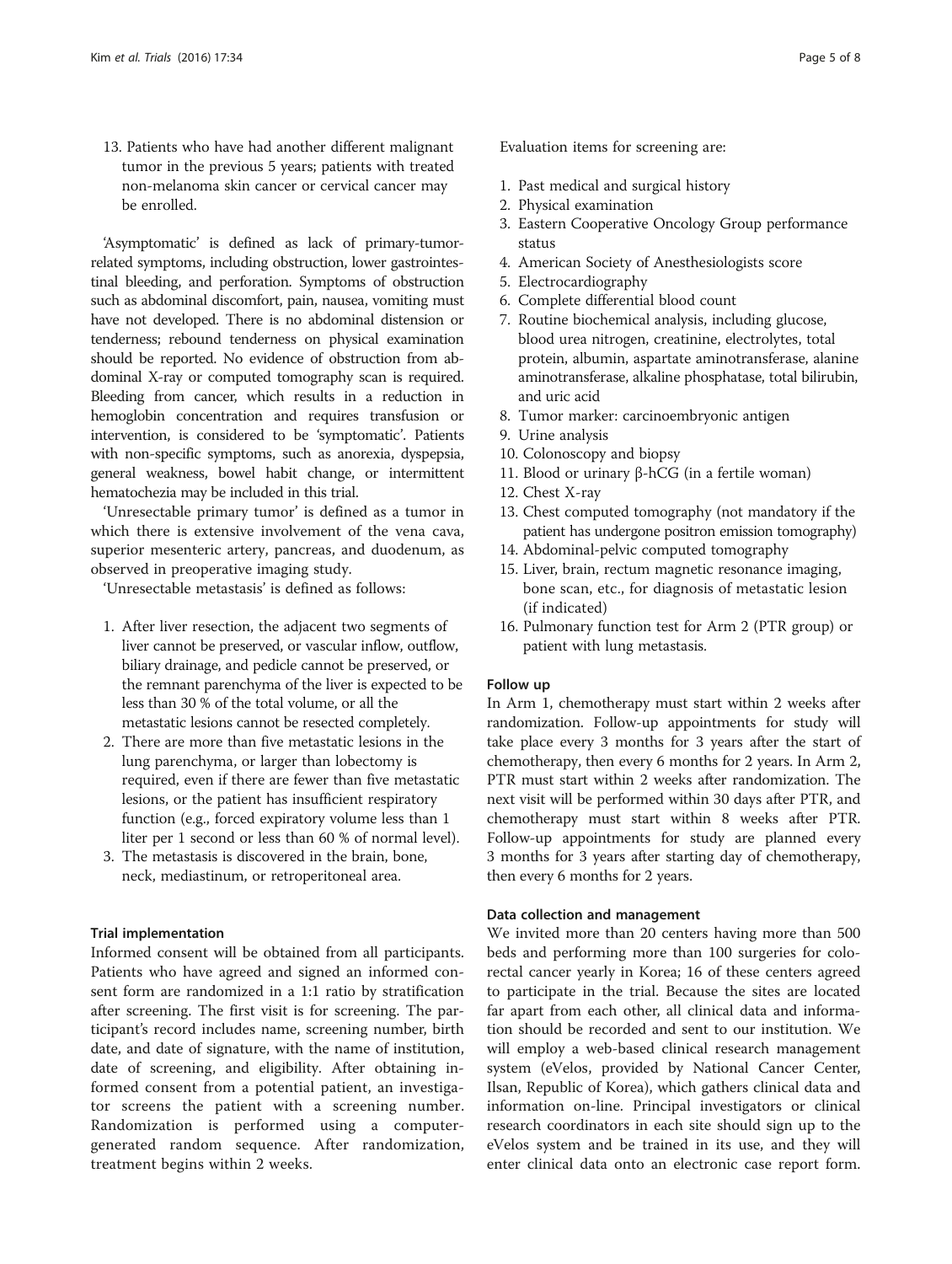13. Patients who have had another different malignant tumor in the previous 5 years; patients with treated non-melanoma skin cancer or cervical cancer may be enrolled.

'Asymptomatic' is defined as lack of primary-tumor-related symptoms, including obstruction, lower gastrointestinal bleeding, and perforation. Symptoms of obstruction such as abdominal discomfort, pain, nausea, vomiting must have not developed. There is no abdominal distension or tenderness; rebound tenderness on physical examination should be reported. No evidence of obstruction from abdominal X-ray or computed tomography scan is required. Bleeding from cancer, which results in a reduction in hemoglobin concentration and requires transfusion or intervention, is considered to be 'symptomatic'. Patients with non-specific symptoms, such as anorexia, dyspepsia, general weakness, bowel habit change, or intermittent hematochezia may be included in this trial.

'Unresectable primary tumor' is defined as a tumor in which there is extensive involvement of the vena cava, superior mesenteric artery, pancreas, and duodenum, as observed in preoperative imaging study.

'Unresectable metastasis' is defined as follows:

1. After liver resection, the adjacent two segments of liver cannot be preserved, or vascular inflow, outflow, biliary drainage, and pedicle cannot be preserved, or the remnant parenchyma of the liver is expected to be less than 30 % of the total volume, or all the metastatic lesions cannot be resected completely.
2. There are more than five metastatic lesions in the lung parenchyma, or larger than lobectomy is required, even if there are fewer than five metastatic lesions, or the patient has insufficient respiratory function (e.g., forced expiratory volume less than 1 liter per 1 second or less than 60 % of normal level).
3. The metastasis is discovered in the brain, bone, neck, mediastinum, or retroperitoneal area.

#### Trial implementation

Informed consent will be obtained from all participants. Patients who have agreed and signed an informed consent form are randomized in a 1:1 ratio by stratification after screening. The first visit is for screening. The participant's record includes name, screening number, birth date, and date of signature, with the name of institution, date of screening, and eligibility. After obtaining informed consent from a potential patient, an investigator screens the patient with a screening number. Randomization is performed using a computer-generated random sequence. After randomization, treatment begins within 2 weeks.

Evaluation items for screening are:

1. Past medical and surgical history
2. Physical examination
3. Eastern Cooperative Oncology Group performance status
4. American Society of Anesthesiologists score
5. Electrocardiography
6. Complete differential blood count
7. Routine biochemical analysis, including glucose, blood urea nitrogen, creatinine, electrolytes, total protein, albumin, aspartate aminotransferase, alanine aminotransferase, alkaline phosphatase, total bilirubin, and uric acid
8. Tumor marker: carcinoembryonic antigen
9. Urine analysis
10. Colonoscopy and biopsy
11. Blood or urinary β-hCG (in a fertile woman)
12. Chest X-ray
13. Chest computed tomography (not mandatory if the patient has undergone positron emission tomography)
14. Abdominal-pelvic computed tomography
15. Liver, brain, rectum magnetic resonance imaging, bone scan, etc., for diagnosis of metastatic lesion (if indicated)
16. Pulmonary function test for Arm 2 (PTR group) or patient with lung metastasis.

#### Follow up

In Arm 1, chemotherapy must start within 2 weeks after randomization. Follow-up appointments for study will take place every 3 months for 3 years after the start of chemotherapy, then every 6 months for 2 years. In Arm 2, PTR must start within 2 weeks after randomization. The next visit will be performed within 30 days after PTR, and chemotherapy must start within 8 weeks after PTR. Follow-up appointments for study are planned every 3 months for 3 years after starting day of chemotherapy, then every 6 months for 2 years.

#### Data collection and management

We invited more than 20 centers having more than 500 beds and performing more than 100 surgeries for colorectal cancer yearly in Korea; 16 of these centers agreed to participate in the trial. Because the sites are located far apart from each other, all clinical data and information should be recorded and sent to our institution. We will employ a web-based clinical research management system (eVelos, provided by National Cancer Center, Ilsan, Republic of Korea), which gathers clinical data and information on-line. Principal investigators or clinical research coordinators in each site should sign up to the eVelos system and be trained in its use, and they will enter clinical data onto an electronic case report form.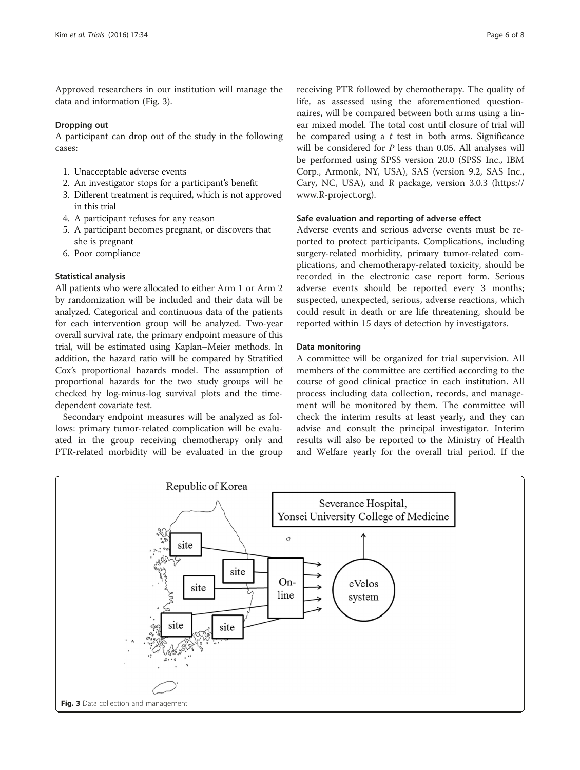Approved researchers in our institution will manage the data and information (Fig. 3).

### Dropping out

A participant can drop out of the study in the following cases:

1. Unacceptable adverse events
2. An investigator stops for a participant's benefit
3. Different treatment is required, which is not approved in this trial
4. A participant refuses for any reason
5. A participant becomes pregnant, or discovers that she is pregnant
6. Poor compliance

### Statistical analysis

All patients who were allocated to either Arm 1 or Arm 2 by randomization will be included and their data will be analyzed. Categorical and continuous data of the patients for each intervention group will be analyzed. Two-year overall survival rate, the primary endpoint measure of this trial, will be estimated using Kaplan–Meier methods. In addition, the hazard ratio will be compared by Stratified Cox's proportional hazards model. The assumption of proportional hazards for the two study groups will be checked by log-minus-log survival plots and the time-dependent covariate test.

Secondary endpoint measures will be analyzed as follows: primary tumor-related complication will be evaluated in the group receiving chemotherapy only and PTR-related morbidity will be evaluated in the group receiving PTR followed by chemotherapy. The quality of life, as assessed using the aforementioned questionnaires, will be compared between both arms using a linear mixed model. The total cost until closure of trial will be compared using a $t$ test in both arms. Significance will be considered for $P$ less than 0.05. All analyses will be performed using SPSS version 20.0 (SPSS Inc., IBM Corp., Armonk, NY, USA), SAS (version 9.2, SAS Inc., Cary, NC, USA), and R package, version 3.0.3 (https://www.R-project.org).

### Safe evaluation and reporting of adverse effect

Adverse events and serious adverse events must be reported to protect participants. Complications, including surgery-related morbidity, primary tumor-related complications, and chemotherapy-related toxicity, should be recorded in the electronic case report form. Serious adverse events should be reported every 3 months; suspected, unexpected, serious, adverse reactions, which could result in death or are life threatening, should be reported within 15 days of detection by investigators.

### Data monitoring

A committee will be organized for trial supervision. All members of the committee are certified according to the course of good clinical practice in each institution. All process including data collection, records, and management will be monitored by them. The committee will check the interim results at least yearly, and they can advise and consult the principal investigator. Interim results will also be reported to the Ministry of Health and Welfare yearly for the overall trial period. If the

**Fig. 3** Data collection and management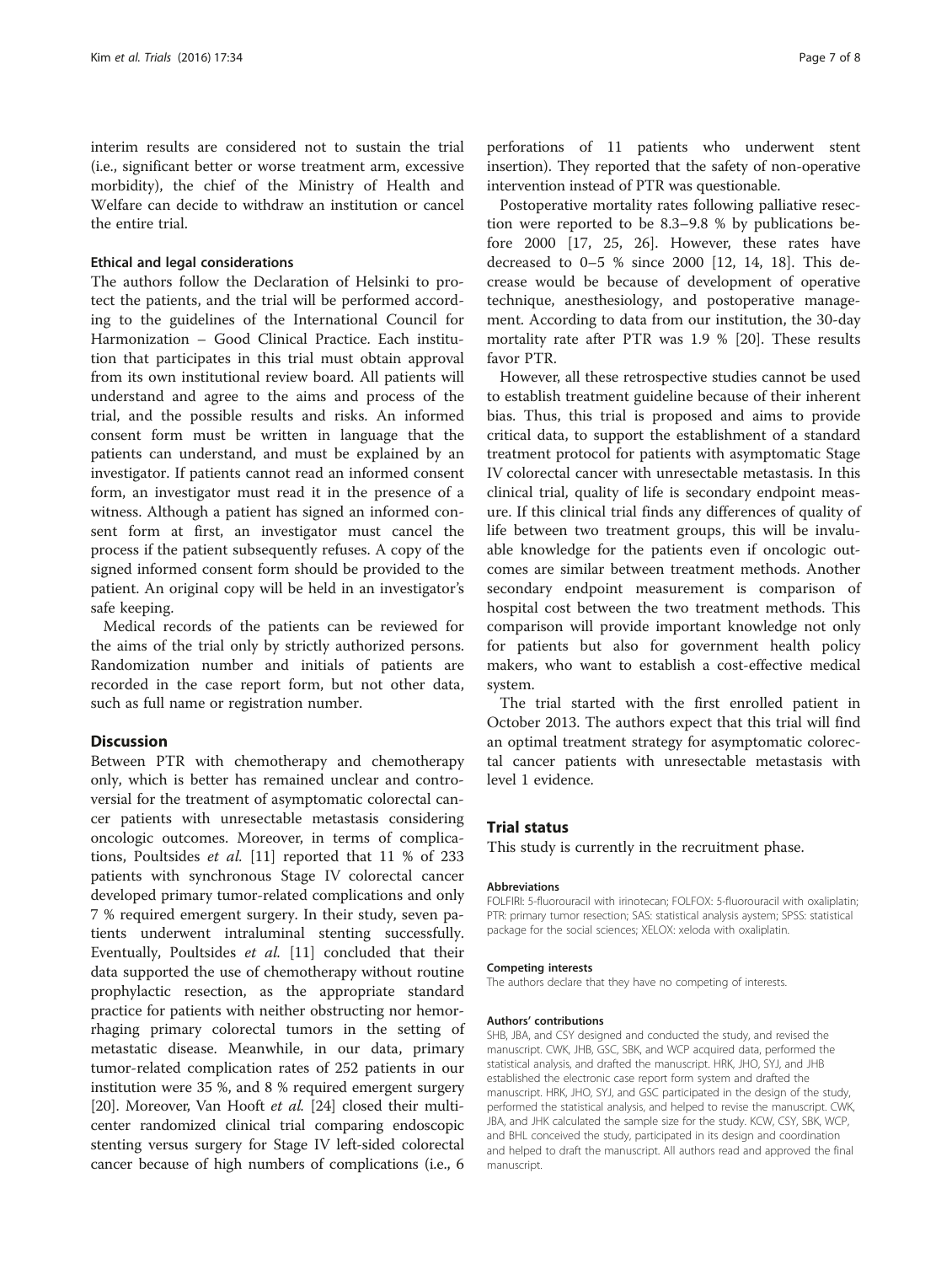interim results are considered not to sustain the trial (i.e., significant better or worse treatment arm, excessive morbidity), the chief of the Ministry of Health and Welfare can decide to withdraw an institution or cancel the entire trial.

#### Ethical and legal considerations

The authors follow the Declaration of Helsinki to protect the patients, and the trial will be performed according to the guidelines of the International Council for Harmonization – Good Clinical Practice. Each institution that participates in this trial must obtain approval from its own institutional review board. All patients will understand and agree to the aims and process of the trial, and the possible results and risks. An informed consent form must be written in language that the patients can understand, and must be explained by an investigator. If patients cannot read an informed consent form, an investigator must read it in the presence of a witness. Although a patient has signed an informed consent form at first, an investigator must cancel the process if the patient subsequently refuses. A copy of the signed informed consent form should be provided to the patient. An original copy will be held in an investigator's safe keeping.

Medical records of the patients can be reviewed for the aims of the trial only by strictly authorized persons. Randomization number and initials of patients are recorded in the case report form, but not other data, such as full name or registration number.

## Discussion

Between PTR with chemotherapy and chemotherapy only, which is better has remained unclear and controversial for the treatment of asymptomatic colorectal cancer patients with unresectable metastasis considering oncologic outcomes. Moreover, in terms of complications, Poultsides *et al.* [11] reported that 11 % of 233 patients with synchronous Stage IV colorectal cancer developed primary tumor-related complications and only 7 % required emergent surgery. In their study, seven patients underwent intraluminal stenting successfully. Eventually, Poultsides *et al.* [11] concluded that their data supported the use of chemotherapy without routine prophylactic resection, as the appropriate standard practice for patients with neither obstructing nor hemorrhaging primary colorectal tumors in the setting of metastatic disease. Meanwhile, in our data, primary tumor-related complication rates of 252 patients in our institution were 35 %, and 8 % required emergent surgery [20]. Moreover, Van Hooft *et al.* [24] closed their multicenter randomized clinical trial comparing endoscopic stenting versus surgery for Stage IV left-sided colorectal cancer because of high numbers of complications (i.e., 6 perforations of 11 patients who underwent stent insertion). They reported that the safety of non-operative intervention instead of PTR was questionable.

Postoperative mortality rates following palliative resection were reported to be 8.3–9.8 % by publications before 2000 [17, 25, 26]. However, these rates have decreased to 0–5 % since 2000 [12, 14, 18]. This decrease would be because of development of operative technique, anesthesiology, and postoperative management. According to data from our institution, the 30-day mortality rate after PTR was 1.9 % [20]. These results favor PTR.

However, all these retrospective studies cannot be used to establish treatment guideline because of their inherent bias. Thus, this trial is proposed and aims to provide critical data, to support the establishment of a standard treatment protocol for patients with asymptomatic Stage IV colorectal cancer with unresectable metastasis. In this clinical trial, quality of life is secondary endpoint measure. If this clinical trial finds any differences of quality of life between two treatment groups, this will be invaluable knowledge for the patients even if oncologic outcomes are similar between treatment methods. Another secondary endpoint measurement is comparison of hospital cost between the two treatment methods. This comparison will provide important knowledge not only for patients but also for government health policy makers, who want to establish a cost-effective medical system.

The trial started with the first enrolled patient in October 2013. The authors expect that this trial will find an optimal treatment strategy for asymptomatic colorectal cancer patients with unresectable metastasis with level 1 evidence.

## Trial status

This study is currently in the recruitment phase.

#### Abbreviations

FOLFIRI: 5-fluorouracil with irinotecan; FOLFOX: 5-fluorouracil with oxaliplatin; PTR: primary tumor resection; SAS: statistical analysis aystem; SPSS: statistical package for the social sciences; XELOX: xeloda with oxaliplatin.

#### Competing interests

The authors declare that they have no competing of interests.

#### Authors' contributions

SHB, JBA, and CSY designed and conducted the study, and revised the manuscript. CWK, JHB, GSC, SBK, and WCP acquired data, performed the statistical analysis, and drafted the manuscript. HRK, JHO, SYJ, and JHB established the electronic case report form system and drafted the manuscript. HRK, JHO, SYJ, and GSC participated in the design of the study, performed the statistical analysis, and helped to revise the manuscript. CWK, JBA, and JHK calculated the sample size for the study. KCW, CSY, SBK, WCP, and BHL conceived the study, participated in its design and coordination and helped to draft the manuscript. All authors read and approved the final manuscript.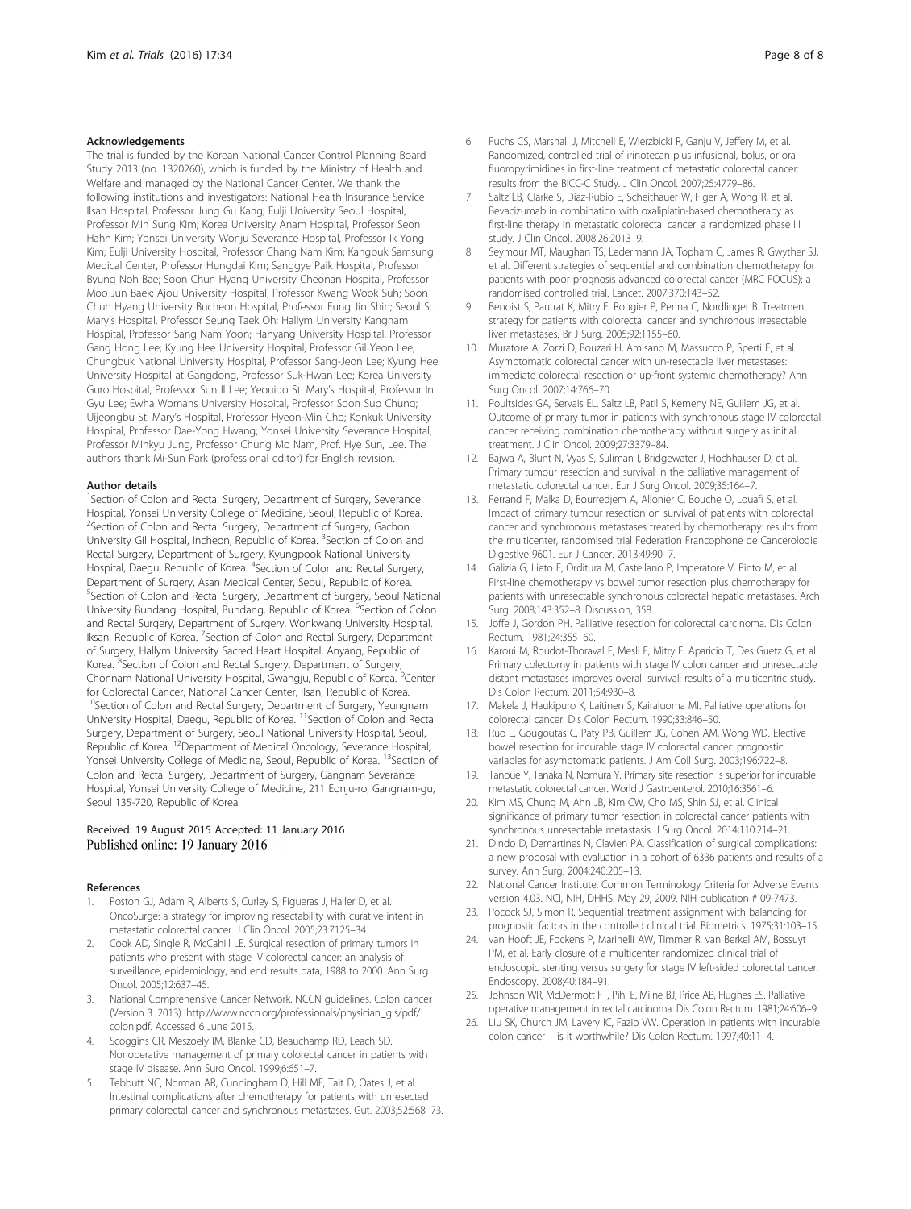## Acknowledgements

The trial is funded by the Korean National Cancer Control Planning Board Study 2013 (no. 1320260), which is funded by the Ministry of Health and Welfare and managed by the National Cancer Center. We thank the following institutions and investigators: National Health Insurance Service Ilsan Hospital, Professor Jung Gu Kang; Eulji University Seoul Hospital, Professor Min Sung Kim; Korea University Anam Hospital, Professor Seon Hahn Kim; Yonsei University Wonju Severance Hospital, Professor Ik Yong Kim; Eulji University Hospital, Professor Chang Nam Kim; Kangbuk Samsung Medical Center, Professor Hungdai Kim; Sanggye Paik Hospital, Professor Byung Noh Bae; Soon Chun Hyang University Cheonan Hospital, Professor Moo Jun Baek; Ajou University Hospital, Professor Kwang Wook Suh; Soon Chun Hyang University Bucheon Hospital, Professor Eung Jin Shin; Seoul St. Mary's Hospital, Professor Seung Taek Oh; Hallym University Kangnam Hospital, Professor Sang Nam Yoon; Hanyang University Hospital, Professor Gang Hong Lee; Kyung Hee University Hospital, Professor Gil Yeon Lee; Chungbuk National University Hospital, Professor Sang-Jeon Lee; Kyung Hee University Hospital at Gangdong, Professor Suk-Hwan Lee; Korea University Guro Hospital, Professor Sun Il Lee; Yeouido St. Mary's Hospital, Professor In Gyu Lee; Ewha Womans University Hospital, Professor Soon Sup Chung; Uijeongbu St. Mary's Hospital, Professor Hyeon-Min Cho; Konkuk University Hospital, Professor Dae-Yong Hwang; Yonsei University Severance Hospital, Professor Minkyu Jung, Professor Chung Mo Nam, Prof. Hye Sun, Lee. The authors thank Mi-Sun Park (professional editor) for English revision.

## Author details

[1]Section of Colon and Rectal Surgery, Department of Surgery, Severance Hospital, Yonsei University College of Medicine, Seoul, Republic of Korea. [2]Section of Colon and Rectal Surgery, Department of Surgery, Gachon University Gil Hospital, Incheon, Republic of Korea. [3]Section of Colon and Rectal Surgery, Department of Surgery, Kyungpook National University Hospital, Daegu, Republic of Korea. [4]Section of Colon and Rectal Surgery, Department of Surgery, Asan Medical Center, Seoul, Republic of Korea. [5]Section of Colon and Rectal Surgery, Department of Surgery, Seoul National University Bundang Hospital, Bundang, Republic of Korea. [6]Section of Colon and Rectal Surgery, Department of Surgery, Wonkwang University Hospital, Iksan, Republic of Korea. [7]Section of Colon and Rectal Surgery, Department of Surgery, Hallym University Sacred Heart Hospital, Anyang, Republic of Korea. [8]Section of Colon and Rectal Surgery, Department of Surgery, Chonnam National University Hospital, Gwangju, Republic of Korea. [9]Center for Colorectal Cancer, National Cancer Center, Ilsan, Republic of Korea. [10]Section of Colon and Rectal Surgery, Department of Surgery, Yeungnam University Hospital, Daegu, Republic of Korea. [11]Section of Colon and Rectal Surgery, Department of Surgery, Seoul National University Hospital, Seoul, Republic of Korea. [12]Department of Medical Oncology, Severance Hospital, Yonsei University College of Medicine, Seoul, Republic of Korea. [13]Section of Colon and Rectal Surgery, Department of Surgery, Gangnam Severance Hospital, Yonsei University College of Medicine, 211 Eonju-ro, Gangnam-gu, Seoul 135-720, Republic of Korea.

Received: 19 August 2015 Accepted: 11 January 2016
Published online: 19 January 2016

## References

1. Poston GJ, Adam R, Alberts S, Curley S, Figueras J, Haller D, et al. OncoSurge: a strategy for improving resectability with curative intent in metastatic colorectal cancer. J Clin Oncol. 2005;23:7125–34.
2. Cook AD, Single R, McCahill LE. Surgical resection of primary tumors in patients who present with stage IV colorectal cancer: an analysis of surveillance, epidemiology, and end results data, 1988 to 2000. Ann Surg Oncol. 2005;12:637–45.
3. National Comprehensive Cancer Network. NCCN guidelines. Colon cancer (Version 3. 2013). http://www.nccn.org/professionals/physician_gls/pdf/colon.pdf. Accessed 6 June 2015.
4. Scoggins CR, Meszoely IM, Blanke CD, Beauchamp RD, Leach SD. Nonoperative management of primary colorectal cancer in patients with stage IV disease. Ann Surg Oncol. 1999;6:651–7.
5. Tebbutt NC, Norman AR, Cunningham D, Hill ME, Tait D, Oates J, et al. Intestinal complications after chemotherapy for patients with unresected primary colorectal cancer and synchronous metastases. Gut. 2003;52:568–73.
6. Fuchs CS, Marshall J, Mitchell E, Wierzbicki R, Ganju V, Jeffery M, et al. Randomized, controlled trial of irinotecan plus infusional, bolus, or oral fluoropyrimidines in first-line treatment of metastatic colorectal cancer: results from the BICC-C Study. J Clin Oncol. 2007;25:4779–86.
7. Saltz LB, Clarke S, Diaz-Rubio E, Scheithauer W, Figer A, Wong R, et al. Bevacizumab in combination with oxaliplatin-based chemotherapy as first-line therapy in metastatic colorectal cancer: a randomized phase III study. J Clin Oncol. 2008;26:2013–9.
8. Seymour MT, Maughan TS, Ledermann JA, Topham C, James R, Gwyther SJ, et al. Different strategies of sequential and combination chemotherapy for patients with poor prognosis advanced colorectal cancer (MRC FOCUS): a randomised controlled trial. Lancet. 2007;370:143–52.
9. Benoist S, Pautrat K, Mitry E, Rougier P, Penna C, Nordlinger B. Treatment strategy for patients with colorectal cancer and synchronous irresectable liver metastases. Br J Surg. 2005;92:1155–60.
10. Muratore A, Zorzi D, Bouzari H, Amisano M, Massucco P, Sperti E, et al. Asymptomatic colorectal cancer with un-resectable liver metastases: immediate colorectal resection or up-front systemic chemotherapy? Ann Surg Oncol. 2007;14:766–70.
11. Poultsides GA, Servais EL, Saltz LB, Patil S, Kemeny NE, Guillem JG, et al. Outcome of primary tumor in patients with synchronous stage IV colorectal cancer receiving combination chemotherapy without surgery as initial treatment. J Clin Oncol. 2009;27:3379–84.
12. Bajwa A, Blunt N, Vyas S, Suliman I, Bridgewater J, Hochhauser D, et al. Primary tumour resection and survival in the palliative management of metastatic colorectal cancer. Eur J Surg Oncol. 2009;35:164–7.
13. Ferrand F, Malka D, Bourredjem A, Allonier C, Bouche O, Louafi S, et al. Impact of primary tumour resection on survival of patients with colorectal cancer and synchronous metastases treated by chemotherapy: results from the multicenter, randomised trial Federation Francophone de Cancerologie Digestive 9601. Eur J Cancer. 2013;49:90–7.
14. Galizia G, Lieto E, Orditura M, Castellano P, Imperatore V, Pinto M, et al. First-line chemotherapy vs bowel tumor resection plus chemotherapy for patients with unresectable synchronous colorectal hepatic metastases. Arch Surg. 2008;143:352–8. Discussion, 358.
15. Joffe J, Gordon PH. Palliative resection for colorectal carcinoma. Dis Colon Rectum. 1981;24:355–60.
16. Karoui M, Roudot-Thoraval F, Mesli F, Mitry E, Aparicio T, Des Guetz G, et al. Primary colectomy in patients with stage IV colon cancer and unresectable distant metastases improves overall survival: results of a multicentric study. Dis Colon Rectum. 2011;54:930–8.
17. Makela J, Haukipuro K, Laitinen S, Kairaluoma MI. Palliative operations for colorectal cancer. Dis Colon Rectum. 1990;33:846–50.
18. Ruo L, Gougoutas C, Paty PB, Guillem JG, Cohen AM, Wong WD. Elective bowel resection for incurable stage IV colorectal cancer: prognostic variables for asymptomatic patients. J Am Coll Surg. 2003;196:722–8.
19. Tanoue Y, Tanaka N, Nomura Y. Primary site resection is superior for incurable metastatic colorectal cancer. World J Gastroenterol. 2010;16:3561–6.
20. Kim MS, Chung M, Ahn JB, Kim CW, Cho MS, Shin SJ, et al. Clinical significance of primary tumor resection in colorectal cancer patients with synchronous unresectable metastasis. J Surg Oncol. 2014;110:214–21.
21. Dindo D, Demartines N, Clavien PA. Classification of surgical complications: a new proposal with evaluation in a cohort of 6336 patients and results of a survey. Ann Surg. 2004;240:205–13.
22. National Cancer Institute. Common Terminology Criteria for Adverse Events version 4.03. NCI, NIH, DHHS. May 29, 2009. NIH publication # 09-7473.
23. Pocock SJ, Simon R. Sequential treatment assignment with balancing for prognostic factors in the controlled clinical trial. Biometrics. 1975;31:103–15.
24. van Hooft JE, Fockens P, Marinelli AW, Timmer R, van Berkel AM, Bossuyt PM, et al. Early closure of a multicenter randomized clinical trial of endoscopic stenting versus surgery for stage IV left-sided colorectal cancer. Endoscopy. 2008;40:184–91.
25. Johnson WR, McDermott FT, Pihl E, Milne BJ, Price AB, Hughes ES. Palliative operative management in rectal carcinoma. Dis Colon Rectum. 1981;24:606–9.
26. Liu SK, Church JM, Lavery IC, Fazio VW. Operation in patients with incurable colon cancer – is it worthwhile? Dis Colon Rectum. 1997;40:11–4.